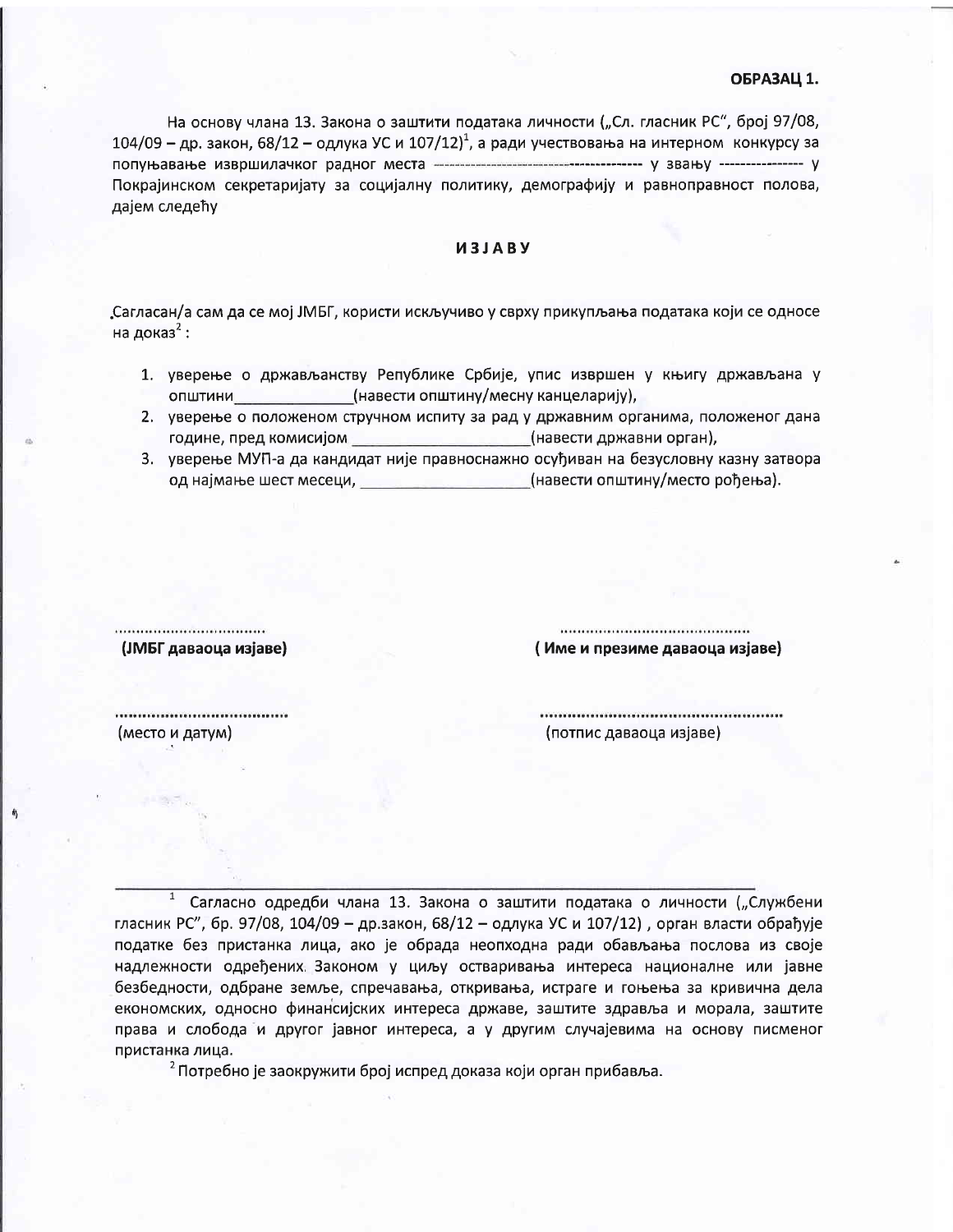**ОБРАЗАЦ 1.**

На основу члана 13. Закона о заштити података личности („Сл. гласник РС", број 97/08, 104/09 – др. закон, 68/12 – одлука УС и 107/12)[1], а ради учествовања на интерном конкурсу за попуњавање извршилачког радног места ----------------------------------------- у звању ---------------- у Покрајинском секретаријату за социјалну политику, демографију и равноправност полова, дајем следећу

## ИЗЈАВУ

Сагласан/а сам да се мој ЈМБГ, користи искључиво у сврху прикупљања података који се односе на доказ[2] :

1. уверење о држављанству Републике Србије, упис извршен у књигу држављана у општини______________(навести општину/месну канцеларију),
2. уверење о положеном стручном испиту за рад у државним органима, положеног дана године, пред комисијом ____________________(навести државни орган),
3. уверење МУП-а да кандидат није правноснажно осуђиван на безусловну казну затвора од најмање шест месеци, ____________________(навести општину/место рођења).

| | |
|---|---|
| ................................ | .......................................... |
| **(ЈМБГ даваоца изјаве)** | **( Име и презиме даваоца изјаве)** |
| .................................... | .................................................. |
| (место и датум) | (потпис даваоца изјаве) |

---

[1] Сагласно одредби члана 13. Закона о заштити података о личности („Службени гласник РС", бр. 97/08, 104/09 – др.закон, 68/12 – одлука УС и 107/12) , орган власти обрађује податке без пристанка лица, ако је обрада неопходна ради обављања послова из своје надлежности одређених Законом у циљу остваривања интереса националне или јавне безбедности, одбране земље, спречавања, откривања, истраге и гоњења за кривична дела економских, односно финансијских интереса државе, заштите здравља и морала, заштите права и слобода и другог јавног интереса, а у другим случајевима на основу писменог пристанка лица.

[2] Потребно је заокружити број испред доказа који орган прибавља.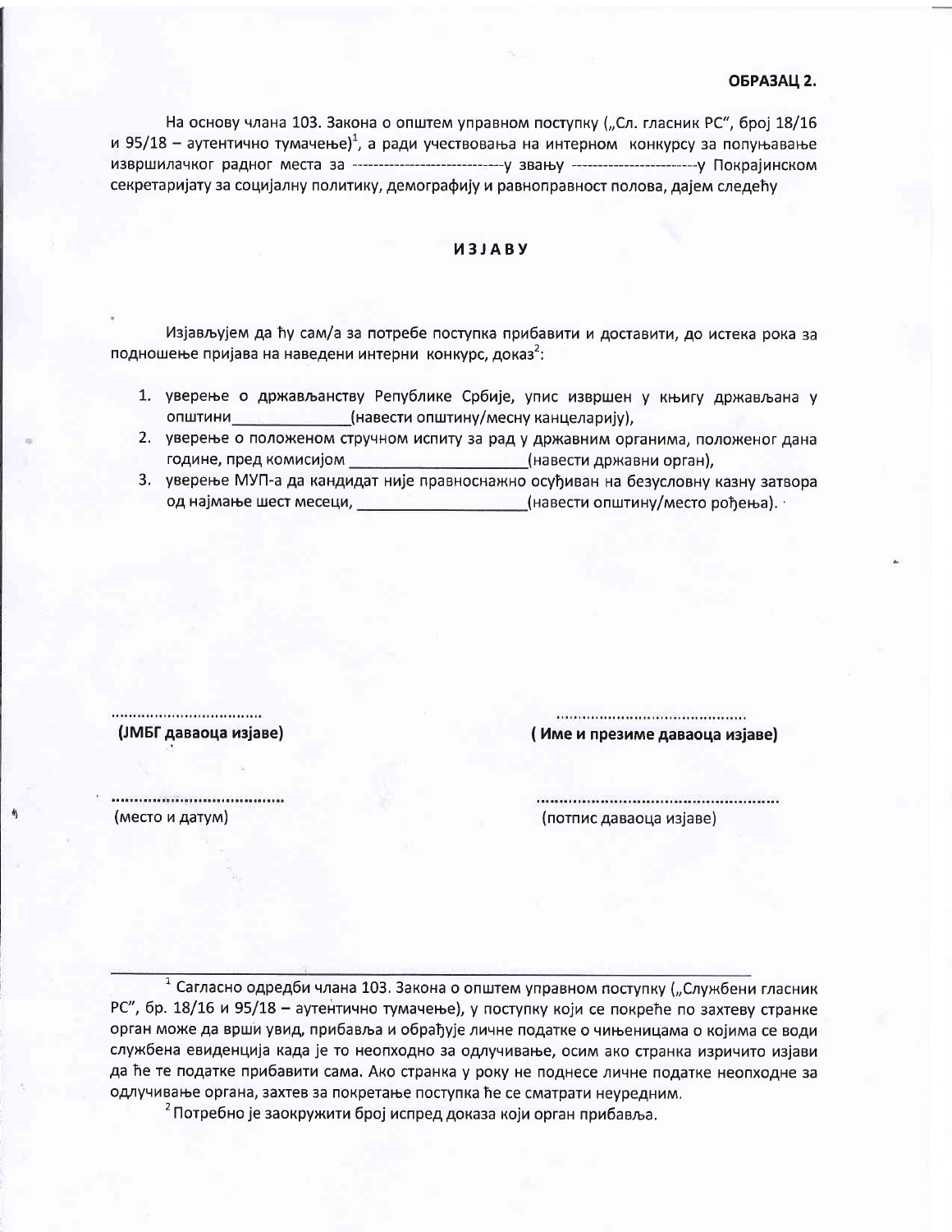**ОБРАЗАЦ 2.**

На основу члана 103. Закона о општем управном поступку („Сл. гласник РС", број 18/16 и 95/18 – аутентично тумачење)[1], а ради учествовања на интерном конкурсу за попуњавање извршилачког радног места за ----------------------------у звању ----------------------у Покрајинском секретаријату за социјалну политику, демографију и равноправност полова, дајем следећу

**ИЗЈАВУ**

Изјављујем да ћу сам/а за потребе поступка прибавити и доставити, до истека рока за подношење пријава на наведени интерни конкурс, доказ[2]:

1. уверење о држављанству Републике Србије, упис извршен у књигу држављана у општини_____________(навести општину/месну канцеларију),
2. уверење о положеном стручном испиту за рад у државним органима, положеног дана године, пред комисијом ___________________(навести државни орган),
3. уверење МУП-а да кандидат није правноснажно осуђиван на безусловну казну затвора од најмање шест месеци, __________________(навести општину/место рођења).

| | |
|---|---|
| ................................. | ......................................... |
| **(ЈМБГ даваоца изјаве)** | **( Име и презиме даваоца изјаве)** |
| ..................................... | ..................................................... |
| (место и датум) | (потпис даваоца изјаве) |

---

[1] Сагласно одредби члана 103. Закона о општем управном поступку („Службени гласник РС", бр. 18/16 и 95/18 – аутентично тумачење), у поступку који се покреће по захтеву странке орган може да врши увид, прибавља и обрађује личне податке о чињеницама о којима се води службена евиденција када је то неопходно за одлучивање, осим ако странка изричито изјави да ће те податке прибавити сама. Ако странка у року не поднесе личне податке неопходне за одлучивање органа, захтев за покретање поступка ће се сматрати неуредним.

[2] Потребно је заокружити број испред доказа који орган прибавља.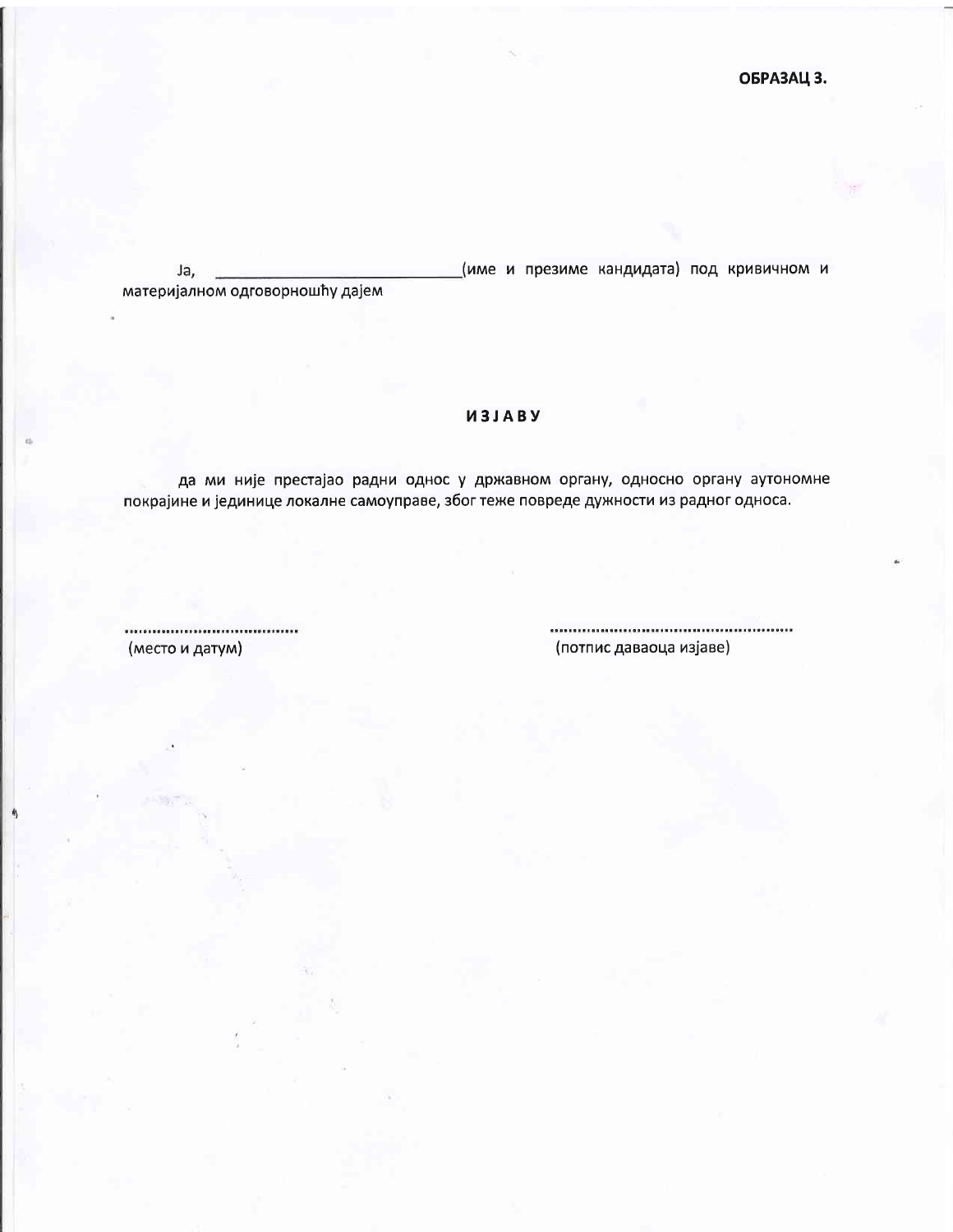**ОБРАЗАЦ 3.**

Ја, ____________________________(име и презиме кандидата) под кривичном и материјалном одговорношћу дајем

**ИЗЈАВУ**

да ми није престајао радни однос у државном органу, односно органу аутономне покрајине и јединице локалне самоуправе, због теже повреде дужности из радног односа.

.......................................
(место и датум)

.........................................................
(потпис даваоца изјаве)